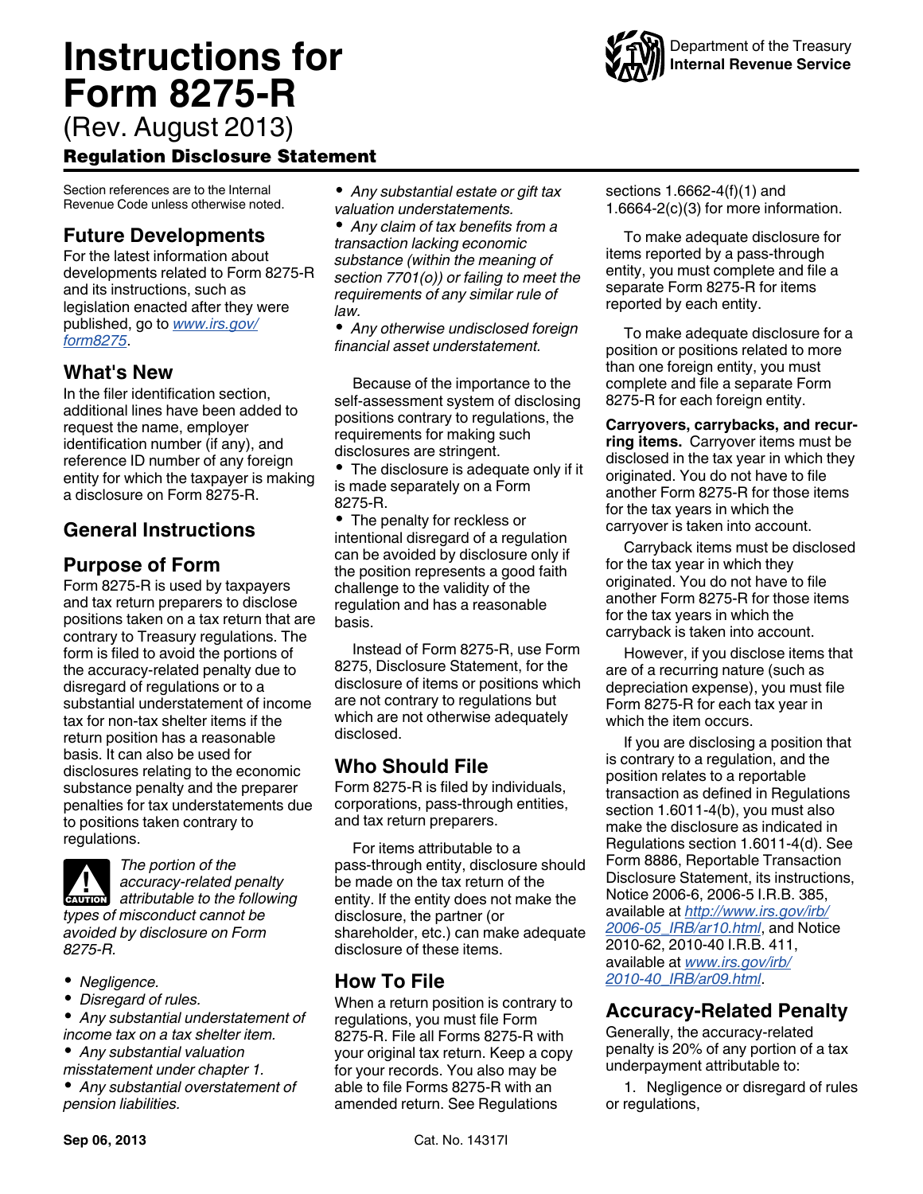# Instructions for Form 8275-R

(Rev. August 2013)

## Regulation Disclosure Statement

Department of the Treasury
**Internal Revenue Service**

Section references are to the Internal Revenue Code unless otherwise noted.

## Future Developments

For the latest information about developments related to Form 8275-R and its instructions, such as legislation enacted after they were published, go to www.irs.gov/form8275.

## What's New

In the filer identification section, additional lines have been added to request the name, employer identification number (if any), and reference ID number of any foreign entity for which the taxpayer is making a disclosure on Form 8275-R.

## General Instructions

## Purpose of Form

Form 8275-R is used by taxpayers and tax return preparers to disclose positions taken on a tax return that are contrary to Treasury regulations. The form is filed to avoid the portions of the accuracy-related penalty due to disregard of regulations or to a substantial understatement of income tax for non-tax shelter items if the return position has a reasonable basis. It can also be used for disclosures relating to the economic substance penalty and the preparer penalties for tax understatements due to positions taken contrary to regulations.

**CAUTION** *The portion of the accuracy-related penalty attributable to the following types of misconduct cannot be avoided by disclosure on Form 8275-R.*

- *Negligence.*
- *Disregard of rules.*
- *Any substantial understatement of income tax on a tax shelter item.*
- *Any substantial valuation misstatement under chapter 1.*
- *Any substantial overstatement of pension liabilities.*
- *Any substantial estate or gift tax valuation understatements.*
- *Any claim of tax benefits from a transaction lacking economic substance (within the meaning of section 7701(o)) or failing to meet the requirements of any similar rule of law.*
- *Any otherwise undisclosed foreign financial asset understatement.*

Because of the importance to the self-assessment system of disclosing positions contrary to regulations, the requirements for making such disclosures are stringent.

- The disclosure is adequate only if it is made separately on a Form 8275-R.
- The penalty for reckless or intentional disregard of a regulation can be avoided by disclosure only if the position represents a good faith challenge to the validity of the regulation and has a reasonable basis.

Instead of Form 8275-R, use Form 8275, Disclosure Statement, for the disclosure of items or positions which are not contrary to regulations but which are not otherwise adequately disclosed.

## Who Should File

Form 8275-R is filed by individuals, corporations, pass-through entities, and tax return preparers.

For items attributable to a pass-through entity, disclosure should be made on the tax return of the entity. If the entity does not make the disclosure, the partner (or shareholder, etc.) can make adequate disclosure of these items.

## How To File

When a return position is contrary to regulations, you must file Form 8275-R. File all Forms 8275-R with your original tax return. Keep a copy for your records. You also may be able to file Forms 8275-R with an amended return. See Regulations sections 1.6662-4(f)(1) and 1.6664-2(c)(3) for more information.

To make adequate disclosure for items reported by a pass-through entity, you must complete and file a separate Form 8275-R for items reported by each entity.

To make adequate disclosure for a position or positions related to more than one foreign entity, you must complete and file a separate Form 8275-R for each foreign entity.

**Carryovers, carrybacks, and recurring items.** Carryover items must be disclosed in the tax year in which they originated. You do not have to file another Form 8275-R for those items for the tax years in which the carryover is taken into account.

Carryback items must be disclosed for the tax year in which they originated. You do not have to file another Form 8275-R for those items for the tax years in which the carryback is taken into account.

However, if you disclose items that are of a recurring nature (such as depreciation expense), you must file Form 8275-R for each tax year in which the item occurs.

If you are disclosing a position that is contrary to a regulation, and the position relates to a reportable transaction as defined in Regulations section 1.6011-4(b), you must also make the disclosure as indicated in Regulations section 1.6011-4(d). See Form 8886, Reportable Transaction Disclosure Statement, its instructions, Notice 2006-6, 2006-5 I.R.B. 385, available at http://www.irs.gov/irb/2006-05_IRB/ar10.html, and Notice 2010-62, 2010-40 I.R.B. 411, available at www.irs.gov/irb/2010-40_IRB/ar09.html.

## Accuracy-Related Penalty

Generally, the accuracy-related penalty is 20% of any portion of a tax underpayment attributable to:

1. Negligence or disregard of rules or regulations,

Sep 06, 2013 Cat. No. 14317I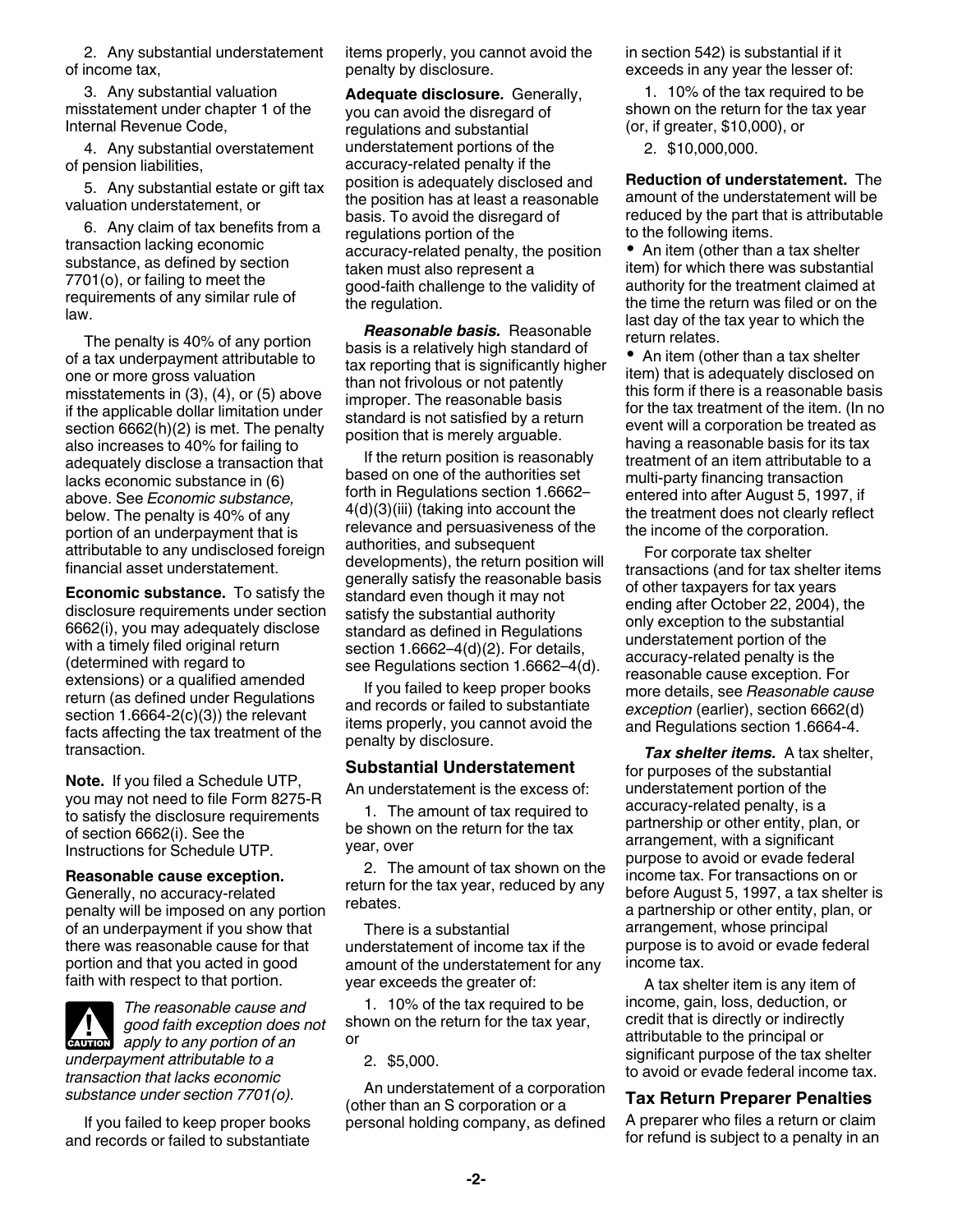2. Any substantial understatement of income tax,

3. Any substantial valuation misstatement under chapter 1 of the Internal Revenue Code,

4. Any substantial overstatement of pension liabilities,

5. Any substantial estate or gift tax valuation understatement, or

6. Any claim of tax benefits from a transaction lacking economic substance, as defined by section 7701(o), or failing to meet the requirements of any similar rule of law.

The penalty is 40% of any portion of a tax underpayment attributable to one or more gross valuation misstatements in (3), (4), or (5) above if the applicable dollar limitation under section 6662(h)(2) is met. The penalty also increases to 40% for failing to adequately disclose a transaction that lacks economic substance in (6) above. See *Economic substance,* below. The penalty is 40% of any portion of an underpayment that is attributable to any undisclosed foreign financial asset understatement.

**Economic substance.** To satisfy the disclosure requirements under section 6662(i), you may adequately disclose with a timely filed original return (determined with regard to extensions) or a qualified amended return (as defined under Regulations section 1.6664-2(c)(3)) the relevant facts affecting the tax treatment of the transaction.

**Note.** If you filed a Schedule UTP, you may not need to file Form 8275-R to satisfy the disclosure requirements of section 6662(i). See the Instructions for Schedule UTP.

**Reasonable cause exception.** Generally, no accuracy-related penalty will be imposed on any portion of an underpayment if you show that there was reasonable cause for that portion and that you acted in good faith with respect to that portion.

**CAUTION:** *The reasonable cause and good faith exception does not apply to any portion of an underpayment attributable to a transaction that lacks economic substance under section 7701(o).*

If you failed to keep proper books and records or failed to substantiate items properly, you cannot avoid the penalty by disclosure.

**Adequate disclosure.** Generally, you can avoid the disregard of regulations and substantial understatement portions of the accuracy-related penalty if the position is adequately disclosed and the position has at least a reasonable basis. To avoid the disregard of regulations portion of the accuracy-related penalty, the position taken must also represent a good-faith challenge to the validity of the regulation.

***Reasonable basis.*** Reasonable basis is a relatively high standard of tax reporting that is significantly higher than not frivolous or not patently improper. The reasonable basis standard is not satisfied by a return position that is merely arguable.

If the return position is reasonably based on one of the authorities set forth in Regulations section 1.6662–4(d)(3)(iii) (taking into account the relevance and persuasiveness of the authorities, and subsequent developments), the return position will generally satisfy the reasonable basis standard even though it may not satisfy the substantial authority standard as defined in Regulations section 1.6662–4(d)(2). For details, see Regulations section 1.6662–4(d).

If you failed to keep proper books and records or failed to substantiate items properly, you cannot avoid the penalty by disclosure.

## Substantial Understatement

An understatement is the excess of:

1. The amount of tax required to be shown on the return for the tax year, over

2. The amount of tax shown on the return for the tax year, reduced by any rebates.

There is a substantial understatement of income tax if the amount of the understatement for any year exceeds the greater of:

1. 10% of the tax required to be shown on the return for the tax year, or

2. $5,000.

An understatement of a corporation (other than an S corporation or a personal holding company, as defined in section 542) is substantial if it exceeds in any year the lesser of:

1. 10% of the tax required to be shown on the return for the tax year (or, if greater, $10,000), or

2. $10,000,000.

**Reduction of understatement.** The amount of the understatement will be reduced by the part that is attributable to the following items.

- An item (other than a tax shelter item) for which there was substantial authority for the treatment claimed at the time the return was filed or on the last day of the tax year to which the return relates.
- An item (other than a tax shelter item) that is adequately disclosed on this form if there is a reasonable basis for the tax treatment of the item. (In no event will a corporation be treated as having a reasonable basis for its tax treatment of an item attributable to a multi-party financing transaction entered into after August 5, 1997, if the treatment does not clearly reflect the income of the corporation.

For corporate tax shelter transactions (and for tax shelter items of other taxpayers for tax years ending after October 22, 2004), the only exception to the substantial understatement portion of the accuracy-related penalty is the reasonable cause exception. For more details, see *Reasonable cause exception* (earlier), section 6662(d) and Regulations section 1.6664-4.

***Tax shelter items.*** A tax shelter, for purposes of the substantial understatement portion of the accuracy-related penalty, is a partnership or other entity, plan, or arrangement, with a significant purpose to avoid or evade federal income tax. For transactions on or before August 5, 1997, a tax shelter is a partnership or other entity, plan, or arrangement, whose principal purpose is to avoid or evade federal income tax.

A tax shelter item is any item of income, gain, loss, deduction, or credit that is directly or indirectly attributable to the principal or significant purpose of the tax shelter to avoid or evade federal income tax.

## Tax Return Preparer Penalties

A preparer who files a return or claim for refund is subject to a penalty in an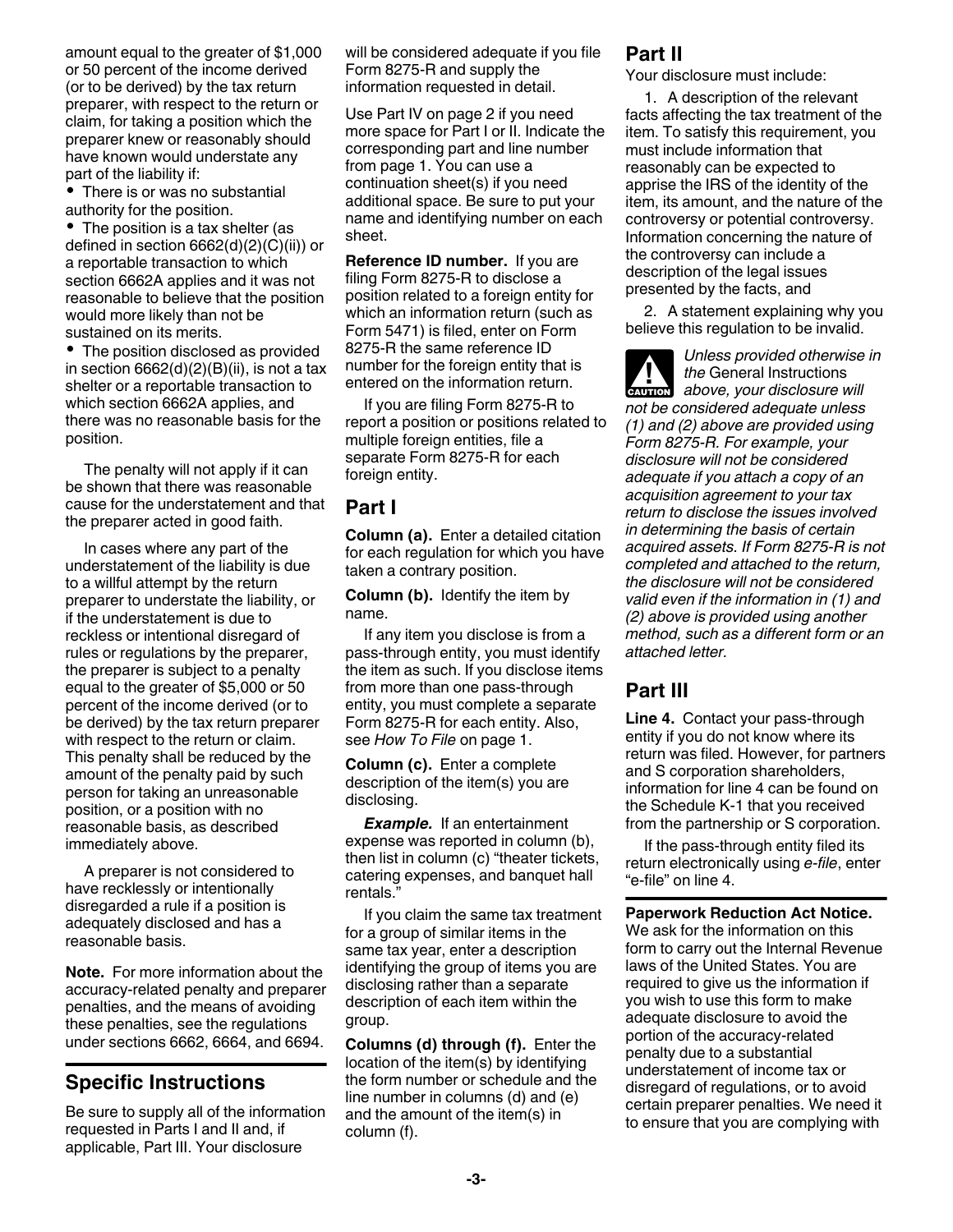amount equal to the greater of $1,000 or 50 percent of the income derived (or to be derived) by the tax return preparer, with respect to the return or claim, for taking a position which the preparer knew or reasonably should have known would understate any part of the liability if:

- There is or was no substantial authority for the position.
- The position is a tax shelter (as defined in section 6662(d)(2)(C)(ii)) or a reportable transaction to which section 6662A applies and it was not reasonable to believe that the position would more likely than not be sustained on its merits.
- The position disclosed as provided in section 6662(d)(2)(B)(ii), is not a tax shelter or a reportable transaction to which section 6662A applies, and there was no reasonable basis for the position.

The penalty will not apply if it can be shown that there was reasonable cause for the understatement and that the preparer acted in good faith.

In cases where any part of the understatement of the liability is due to a willful attempt by the return preparer to understate the liability, or if the understatement is due to reckless or intentional disregard of rules or regulations by the preparer, the preparer is subject to a penalty equal to the greater of $5,000 or 50 percent of the income derived (or to be derived) by the tax return preparer with respect to the return or claim. This penalty shall be reduced by the amount of the penalty paid by such person for taking an unreasonable position, or a position with no reasonable basis, as described immediately above.

A preparer is not considered to have recklessly or intentionally disregarded a rule if a position is adequately disclosed and has a reasonable basis.

**Note.** For more information about the accuracy-related penalty and preparer penalties, and the means of avoiding these penalties, see the regulations under sections 6662, 6664, and 6694.

## Specific Instructions

Be sure to supply all of the information requested in Parts I and II and, if applicable, Part III. Your disclosure will be considered adequate if you file Form 8275-R and supply the information requested in detail.

Use Part IV on page 2 if you need more space for Part I or II. Indicate the corresponding part and line number from page 1. You can use a continuation sheet(s) if you need additional space. Be sure to put your name and identifying number on each sheet.

**Reference ID number.** If you are filing Form 8275-R to disclose a position related to a foreign entity for which an information return (such as Form 5471) is filed, enter on Form 8275-R the same reference ID number for the foreign entity that is entered on the information return.

If you are filing Form 8275-R to report a position or positions related to multiple foreign entities, file a separate Form 8275-R for each foreign entity.

## Part I

**Column (a).** Enter a detailed citation for each regulation for which you have taken a contrary position.

**Column (b).** Identify the item by name.

If any item you disclose is from a pass-through entity, you must identify the item as such. If you disclose items from more than one pass-through entity, you must complete a separate Form 8275-R for each entity. Also, see *How To File* on page 1.

**Column (c).** Enter a complete description of the item(s) you are disclosing.

***Example.*** If an entertainment expense was reported in column (b), then list in column (c) "theater tickets, catering expenses, and banquet hall rentals."

If you claim the same tax treatment for a group of similar items in the same tax year, enter a description identifying the group of items you are disclosing rather than a separate description of each item within the group.

**Columns (d) through (f).** Enter the location of the item(s) by identifying the form number or schedule and the line number in columns (d) and (e) and the amount of the item(s) in column (f).

## Part II

Your disclosure must include:

1. A description of the relevant facts affecting the tax treatment of the item. To satisfy this requirement, you must include information that reasonably can be expected to apprise the IRS of the identity of the item, its amount, and the nature of the controversy or potential controversy. Information concerning the nature of the controversy can include a description of the legal issues presented by the facts, and

2. A statement explaining why you believe this regulation to be invalid.

**CAUTION** *Unless provided otherwise in the* General Instructions *above, your disclosure will not be considered adequate unless (1) and (2) above are provided using Form 8275-R. For example, your disclosure will not be considered adequate if you attach a copy of an acquisition agreement to your tax return to disclose the issues involved in determining the basis of certain acquired assets. If Form 8275-R is not completed and attached to the return, the disclosure will not be considered valid even if the information in (1) and (2) above is provided using another method, such as a different form or an attached letter.*

## Part III

**Line 4.** Contact your pass-through entity if you do not know where its return was filed. However, for partners and S corporation shareholders, information for line 4 can be found on the Schedule K-1 that you received from the partnership or S corporation.

If the pass-through entity filed its return electronically using *e-file*, enter "e-file" on line 4.

**Paperwork Reduction Act Notice.** We ask for the information on this form to carry out the Internal Revenue laws of the United States. You are required to give us the information if you wish to use this form to make adequate disclosure to avoid the portion of the accuracy-related penalty due to a substantial understatement of income tax or disregard of regulations, or to avoid certain preparer penalties. We need it to ensure that you are complying with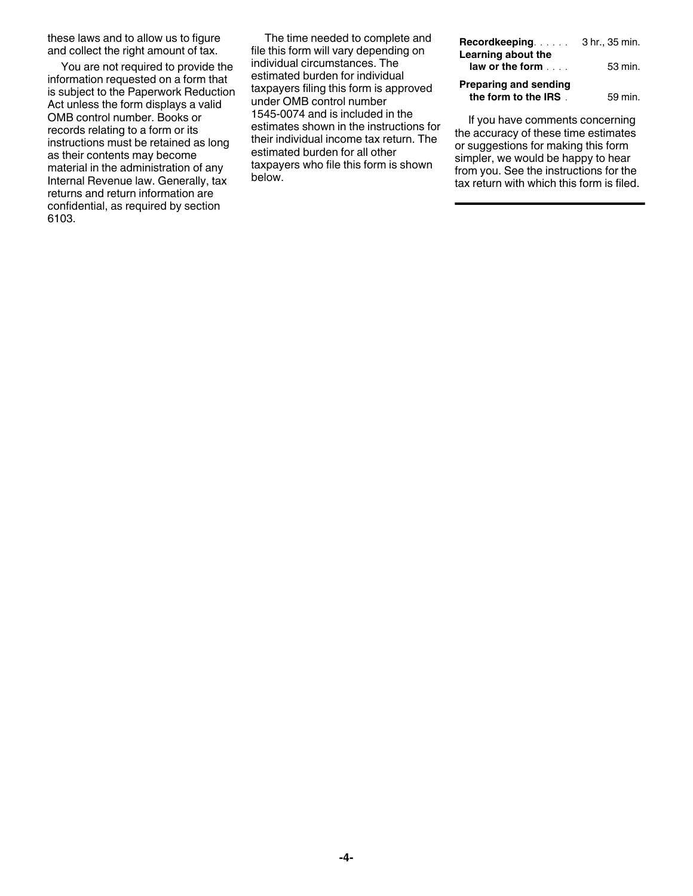these laws and to allow us to figure and collect the right amount of tax.

You are not required to provide the information requested on a form that is subject to the Paperwork Reduction Act unless the form displays a valid OMB control number. Books or records relating to a form or its instructions must be retained as long as their contents may become material in the administration of any Internal Revenue law. Generally, tax returns and return information are confidential, as required by section 6103.

The time needed to complete and file this form will vary depending on individual circumstances. The estimated burden for individual taxpayers filing this form is approved under OMB control number 1545-0074 and is included in the estimates shown in the instructions for their individual income tax return. The estimated burden for all other taxpayers who file this form is shown below.

| | |
|---|---|
| **Recordkeeping** | 3 hr., 35 min. |
| **Learning about the law or the form** | 53 min. |
| **Preparing and sending the form to the IRS** | 59 min. |

If you have comments concerning the accuracy of these time estimates or suggestions for making this form simpler, we would be happy to hear from you. See the instructions for the tax return with which this form is filed.